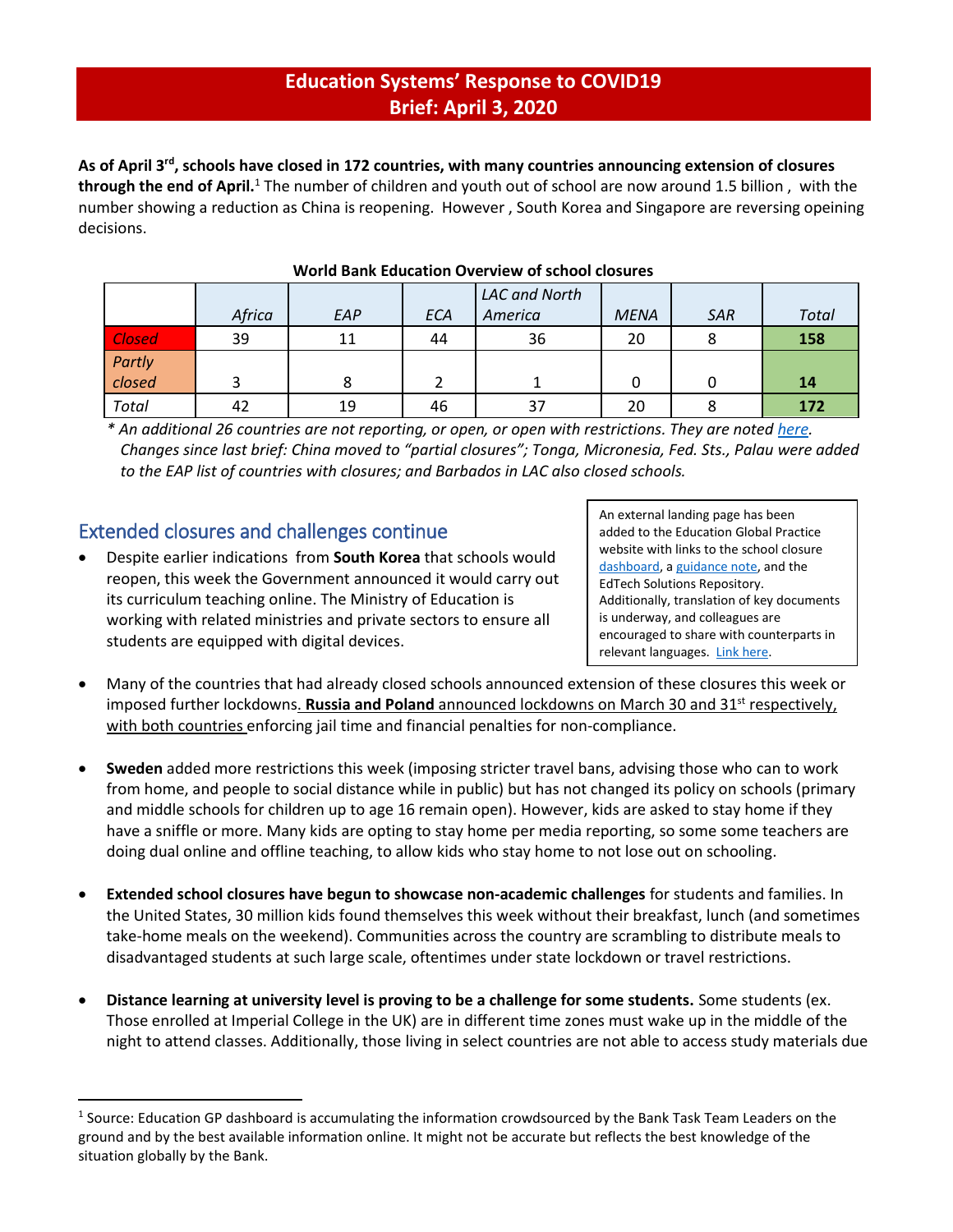# Education Systems' Response to COVID19
## Brief: April 3, 2020

**As of April 3rd, schools have closed in 172 countries, with many countries announcing extension of closures through the end of April.**[1] The number of children and youth out of school are now around 1.5 billion , with the number showing a reduction as China is reopening. However , South Korea and Singapore are reversing opeining decisions.

**World Bank Education Overview of school closures**

| | *Africa* | *EAP* | *ECA* | *LAC and North America* | *MENA* | *SAR* | *Total* |
|---|---|---|---|---|---|---|---|
| *Closed* | 39 | 11 | 44 | 36 | 20 | 8 | **158** |
| *Partly closed* | 3 | 8 | 2 | 1 | 0 | 0 | **14** |
| *Total* | 42 | 19 | 46 | 37 | 20 | 8 | **172** |

*\* An additional 26 countries are not reporting, or open, or open with restrictions. They are noted here. Changes since last brief: China moved to "partial closures"; Tonga, Micronesia, Fed. Sts., Palau were added to the EAP list of countries with closures; and Barbados in LAC also closed schools.*

> An external landing page has been added to the Education Global Practice website with links to the school closure dashboard, a guidance note, and the EdTech Solutions Repository. Additionally, translation of key documents is underway, and colleagues are encouraged to share with counterparts in relevant languages. Link here.

## Extended closures and challenges continue

- Despite earlier indications from **South Korea** that schools would reopen, this week the Government announced it would carry out its curriculum teaching online. The Ministry of Education is working with related ministries and private sectors to ensure all students are equipped with digital devices.

- Many of the countries that had already closed schools announced extension of these closures this week or imposed further lockdowns. **Russia and Poland** announced lockdowns on March 30 and 31st respectively, with both countries enforcing jail time and financial penalties for non-compliance.

- **Sweden** added more restrictions this week (imposing stricter travel bans, advising those who can to work from home, and people to social distance while in public) but has not changed its policy on schools (primary and middle schools for children up to age 16 remain open). However, kids are asked to stay home if they have a sniffle or more. Many kids are opting to stay home per media reporting, so some some teachers are doing dual online and offline teaching, to allow kids who stay home to not lose out on schooling.

- **Extended school closures have begun to showcase non-academic challenges** for students and families. In the United States, 30 million kids found themselves this week without their breakfast, lunch (and sometimes take-home meals on the weekend). Communities across the country are scrambling to distribute meals to disadvantaged students at such large scale, oftentimes under state lockdown or travel restrictions.

- **Distance learning at university level is proving to be a challenge for some students.** Some students (ex. Those enrolled at Imperial College in the UK) are in different time zones must wake up in the middle of the night to attend classes. Additionally, those living in select countries are not able to access study materials due

[1] Source: Education GP dashboard is accumulating the information crowdsourced by the Bank Task Team Leaders on the ground and by the best available information online. It might not be accurate but reflects the best knowledge of the situation globally by the Bank.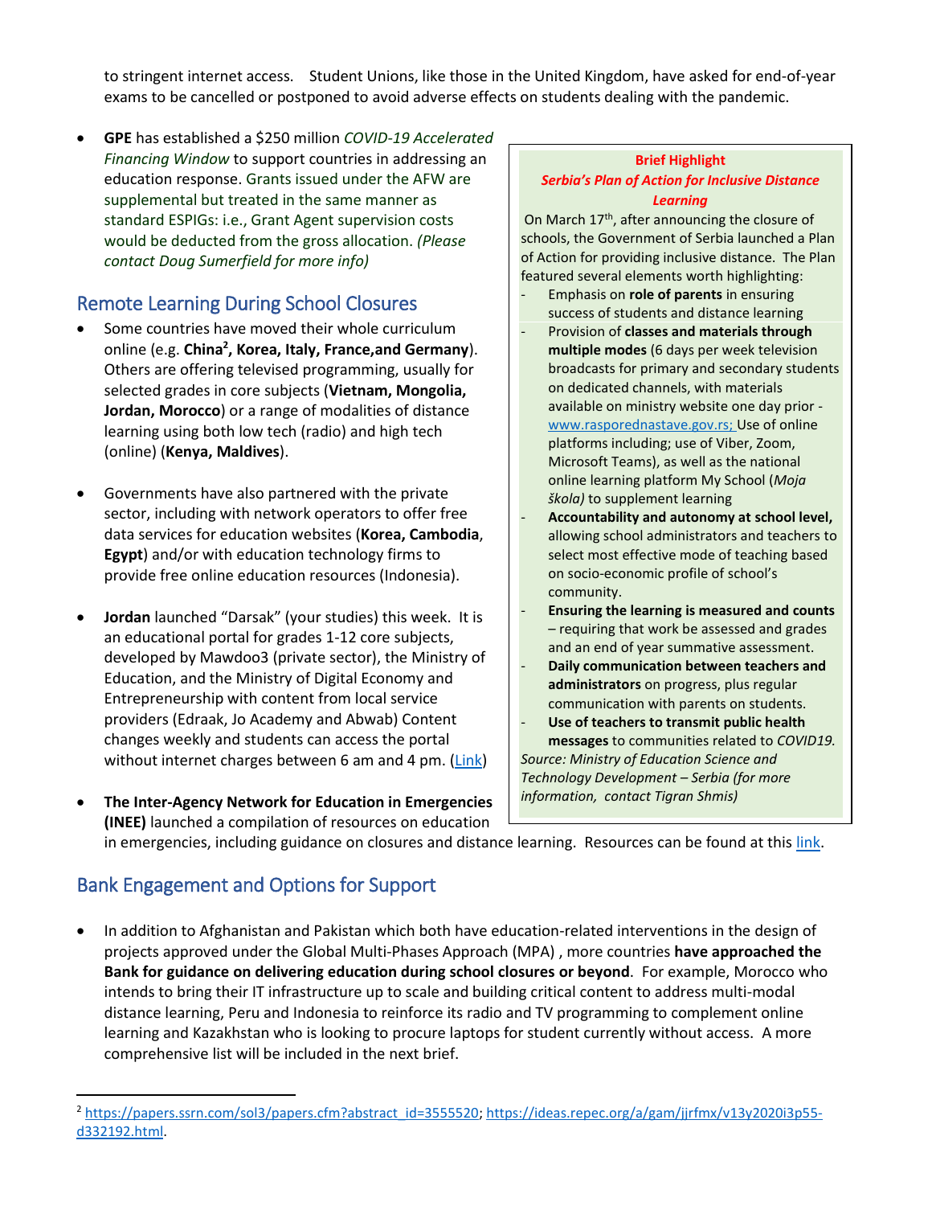to stringent internet access. Student Unions, like those in the United Kingdom, have asked for end-of-year exams to be cancelled or postponed to avoid adverse effects on students dealing with the pandemic.

- **GPE** has established a $250 million *COVID-19 Accelerated Financing Window* to support countries in addressing an education response. Grants issued under the AFW are supplemental but treated in the same manner as standard ESPIGs: i.e., Grant Agent supervision costs would be deducted from the gross allocation. *(Please contact Doug Sumerfield for more info)*

## Remote Learning During School Closures

- Some countries have moved their whole curriculum online (e.g. **China[2], Korea, Italy, France,and Germany**). Others are offering televised programming, usually for selected grades in core subjects (**Vietnam, Mongolia, Jordan, Morocco**) or a range of modalities of distance learning using both low tech (radio) and high tech (online) (**Kenya, Maldives**).

- Governments have also partnered with the private sector, including with network operators to offer free data services for education websites (**Korea, Cambodia**, **Egypt**) and/or with education technology firms to provide free online education resources (Indonesia).

- **Jordan** launched "Darsak" (your studies) this week. It is an educational portal for grades 1-12 core subjects, developed by Mawdoo3 (private sector), the Ministry of Education, and the Ministry of Digital Economy and Entrepreneurship with content from local service providers (Edraak, Jo Academy and Abwab) Content changes weekly and students can access the portal without internet charges between 6 am and 4 pm. (Link)

- **The Inter-Agency Network for Education in Emergencies (INEE)** launched a compilation of resources on education in emergencies, including guidance on closures and distance learning. Resources can be found at this link.

> **Brief Highlight**
> ***Serbia's Plan of Action for Inclusive Distance Learning***
>
> On March 17th, after announcing the closure of schools, the Government of Serbia launched a Plan of Action for providing inclusive distance. The Plan featured several elements worth highlighting:
>
> - Emphasis on **role of parents** in ensuring success of students and distance learning
> - Provision of **classes and materials through multiple modes** (6 days per week television broadcasts for primary and secondary students on dedicated channels, with materials available on ministry website one day prior - www.rasporednastave.gov.rs; Use of online platforms including; use of Viber, Zoom, Microsoft Teams), as well as the national online learning platform My School (*Moja škola)* to supplement learning
> - **Accountability and autonomy at school level,** allowing school administrators and teachers to select most effective mode of teaching based on socio-economic profile of school's community.
> - **Ensuring the learning is measured and counts** – requiring that work be assessed and grades and an end of year summative assessment.
> - **Daily communication between teachers and administrators** on progress, plus regular communication with parents on students.
> - **Use of teachers to transmit public health messages** to communities related to *COVID19.*
>
> *Source: Ministry of Education Science and Technology Development – Serbia (for more information, contact Tigran Shmis)*

## Bank Engagement and Options for Support

- In addition to Afghanistan and Pakistan which both have education-related interventions in the design of projects approved under the Global Multi-Phases Approach (MPA) , more countries **have approached the Bank for guidance on delivering education during school closures or beyond**. For example, Morocco who intends to bring their IT infrastructure up to scale and building critical content to address multi-modal distance learning, Peru and Indonesia to reinforce its radio and TV programming to complement online learning and Kazakhstan who is looking to procure laptops for student currently without access. A more comprehensive list will be included in the next brief.

[2] https://papers.ssrn.com/sol3/papers.cfm?abstract_id=3555520; https://ideas.repec.org/a/gam/jjrfmx/v13y2020i3p55-d332192.html.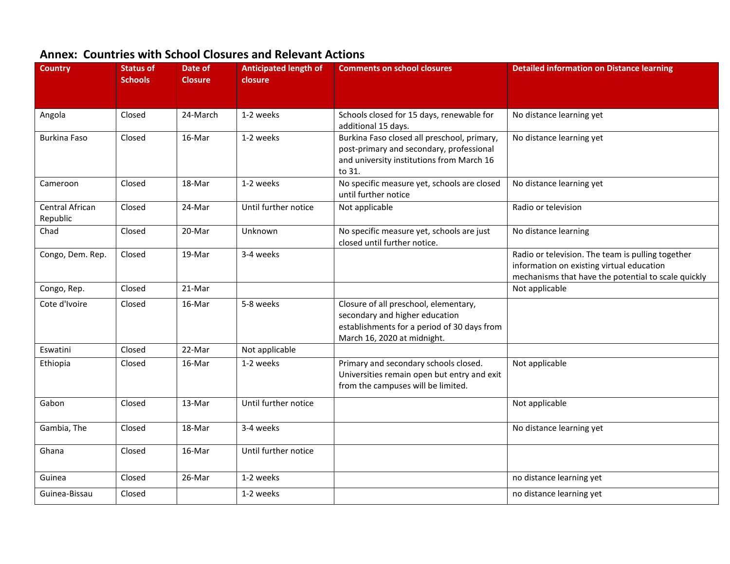## Annex: Countries with School Closures and Relevant Actions

| Country | Status of Schools | Date of Closure | Anticipated length of closure | Comments on school closures | Detailed information on Distance learning |
|---|---|---|---|---|---|
| Angola | Closed | 24-March | 1-2 weeks | Schools closed for 15 days, renewable for additional 15 days. | No distance learning yet |
| Burkina Faso | Closed | 16-Mar | 1-2 weeks | Burkina Faso closed all preschool, primary, post-primary and secondary, professional and university institutions from March 16 to 31. | No distance learning yet |
| Cameroon | Closed | 18-Mar | 1-2 weeks | No specific measure yet, schools are closed until further notice | No distance learning yet |
| Central African Republic | Closed | 24-Mar | Until further notice | Not applicable | Radio or television |
| Chad | Closed | 20-Mar | Unknown | No specific measure yet, schools are just closed until further notice. | No distance learning |
| Congo, Dem. Rep. | Closed | 19-Mar | 3-4 weeks | | Radio or television. The team is pulling together information on existing virtual education mechanisms that have the potential to scale quickly |
| Congo, Rep. | Closed | 21-Mar | | | Not applicable |
| Cote d'Ivoire | Closed | 16-Mar | 5-8 weeks | Closure of all preschool, elementary, secondary and higher education establishments for a period of 30 days from March 16, 2020 at midnight. | |
| Eswatini | Closed | 22-Mar | Not applicable | | |
| Ethiopia | Closed | 16-Mar | 1-2 weeks | Primary and secondary schools closed. Universities remain open but entry and exit from the campuses will be limited. | Not applicable |
| Gabon | Closed | 13-Mar | Until further notice | | Not applicable |
| Gambia, The | Closed | 18-Mar | 3-4 weeks | | No distance learning yet |
| Ghana | Closed | 16-Mar | Until further notice | | |
| Guinea | Closed | 26-Mar | 1-2 weeks | | no distance learning yet |
| Guinea-Bissau | Closed | | 1-2 weeks | | no distance learning yet |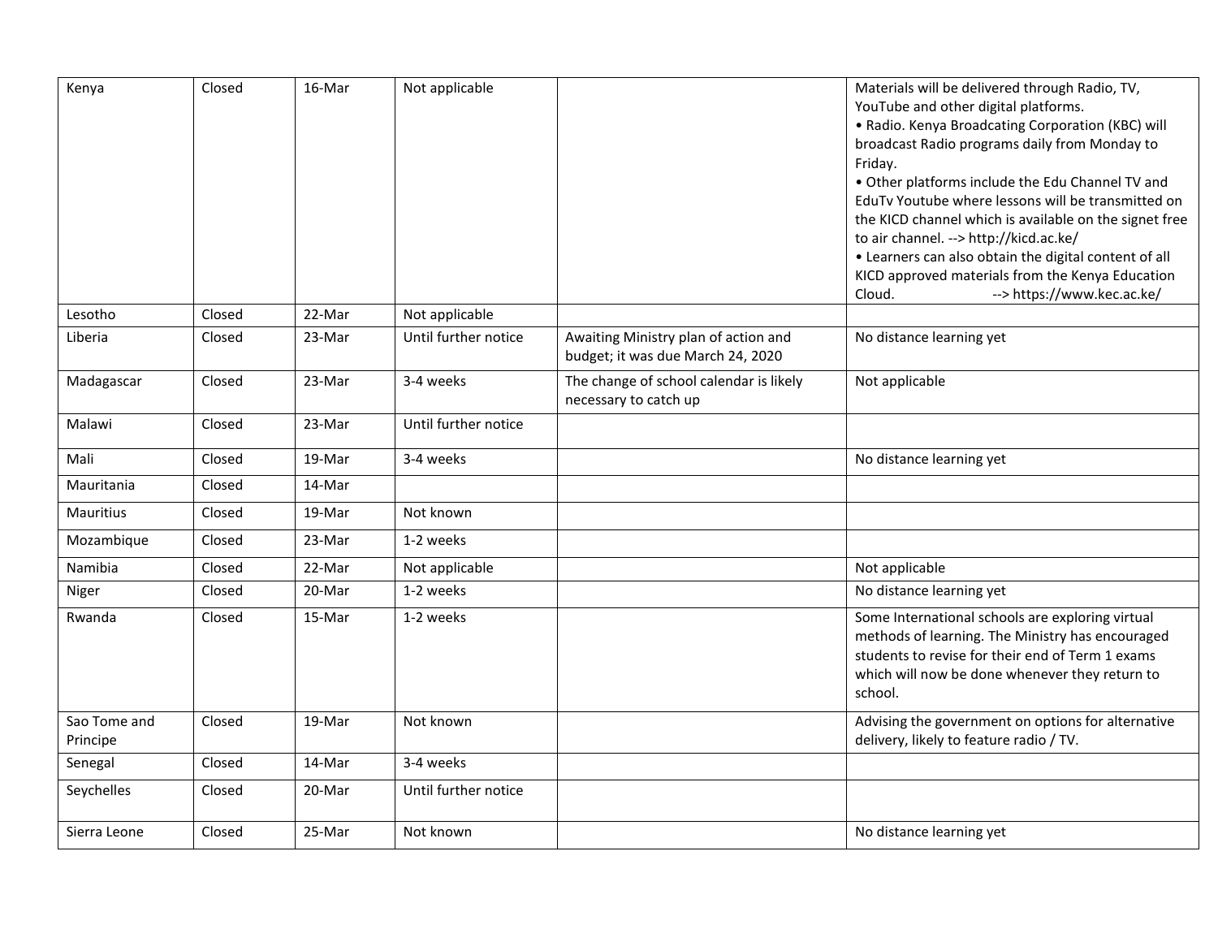| | | | | | |
|---|---|---|---|---|---|
| Kenya | Closed | 16-Mar | Not applicable | | Materials will be delivered through Radio, TV, YouTube and other digital platforms.<br>• Radio. Kenya Broadcating Corporation (KBC) will broadcast Radio programs daily from Monday to Friday.<br>• Other platforms include the Edu Channel TV and EduTv Youtube where lessons will be transmitted on the KICD channel which is available on the signet free to air channel. --> http://kicd.ac.ke/<br>• Learners can also obtain the digital content of all KICD approved materials from the Kenya Education Cloud. --> https://www.kec.ac.ke/ |
| Lesotho | Closed | 22-Mar | Not applicable | | |
| Liberia | Closed | 23-Mar | Until further notice | Awaiting Ministry plan of action and budget; it was due March 24, 2020 | No distance learning yet |
| Madagascar | Closed | 23-Mar | 3-4 weeks | The change of school calendar is likely necessary to catch up | Not applicable |
| Malawi | Closed | 23-Mar | Until further notice | | |
| Mali | Closed | 19-Mar | 3-4 weeks | | No distance learning yet |
| Mauritania | Closed | 14-Mar | | | |
| Mauritius | Closed | 19-Mar | Not known | | |
| Mozambique | Closed | 23-Mar | 1-2 weeks | | |
| Namibia | Closed | 22-Mar | Not applicable | | Not applicable |
| Niger | Closed | 20-Mar | 1-2 weeks | | No distance learning yet |
| Rwanda | Closed | 15-Mar | 1-2 weeks | | Some International schools are exploring virtual methods of learning. The Ministry has encouraged students to revise for their end of Term 1 exams which will now be done whenever they return to school. |
| Sao Tome and Principe | Closed | 19-Mar | Not known | | Advising the government on options for alternative delivery, likely to feature radio / TV. |
| Senegal | Closed | 14-Mar | 3-4 weeks | | |
| Seychelles | Closed | 20-Mar | Until further notice | | |
| Sierra Leone | Closed | 25-Mar | Not known | | No distance learning yet |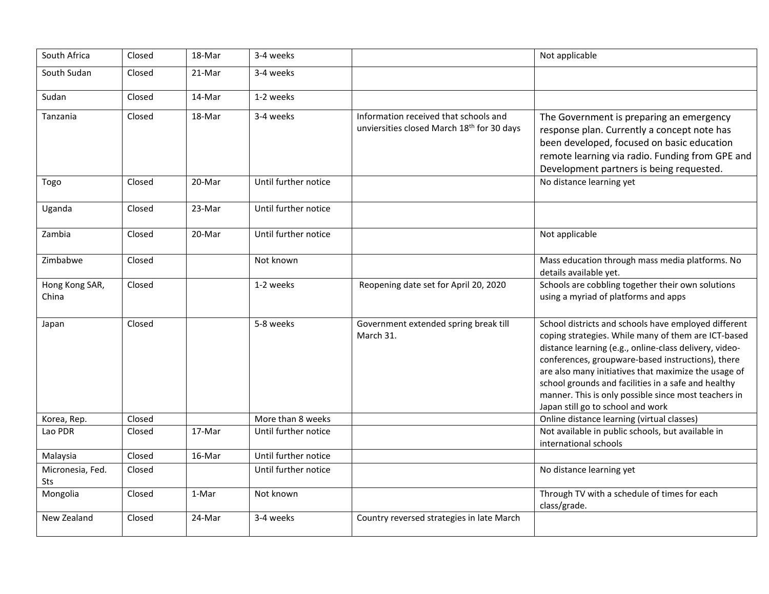| | | | | | |
|---|---|---|---|---|---|
| South Africa | Closed | 18-Mar | 3-4 weeks | | Not applicable |
| South Sudan | Closed | 21-Mar | 3-4 weeks | | |
| Sudan | Closed | 14-Mar | 1-2 weeks | | |
| Tanzania | Closed | 18-Mar | 3-4 weeks | Information received that schools and unviersities closed March 18th for 30 days | The Government is preparing an emergency response plan. Currently a concept note has been developed, focused on basic education remote learning via radio. Funding from GPE and Development partners is being requested. |
| Togo | Closed | 20-Mar | Until further notice | | No distance learning yet |
| Uganda | Closed | 23-Mar | Until further notice | | |
| Zambia | Closed | 20-Mar | Until further notice | | Not applicable |
| Zimbabwe | Closed | | Not known | | Mass education through mass media platforms. No details available yet. |
| Hong Kong SAR, China | Closed | | 1-2 weeks | Reopening date set for April 20, 2020 | Schools are cobbling together their own solutions using a myriad of platforms and apps |
| Japan | Closed | | 5-8 weeks | Government extended spring break till March 31. | School districts and schools have employed different coping strategies. While many of them are ICT-based distance learning (e.g., online-class delivery, video-conferences, groupware-based instructions), there are also many initiatives that maximize the usage of school grounds and facilities in a safe and healthy manner. This is only possible since most teachers in Japan still go to school and work |
| Korea, Rep. | Closed | | More than 8 weeks | | Online distance learning (virtual classes) |
| Lao PDR | Closed | 17-Mar | Until further notice | | Not available in public schools, but available in international schools |
| Malaysia | Closed | 16-Mar | Until further notice | | |
| Micronesia, Fed. Sts | Closed | | Until further notice | | No distance learning yet |
| Mongolia | Closed | 1-Mar | Not known | | Through TV with a schedule of times for each class/grade. |
| New Zealand | Closed | 24-Mar | 3-4 weeks | Country reversed strategies in late March | |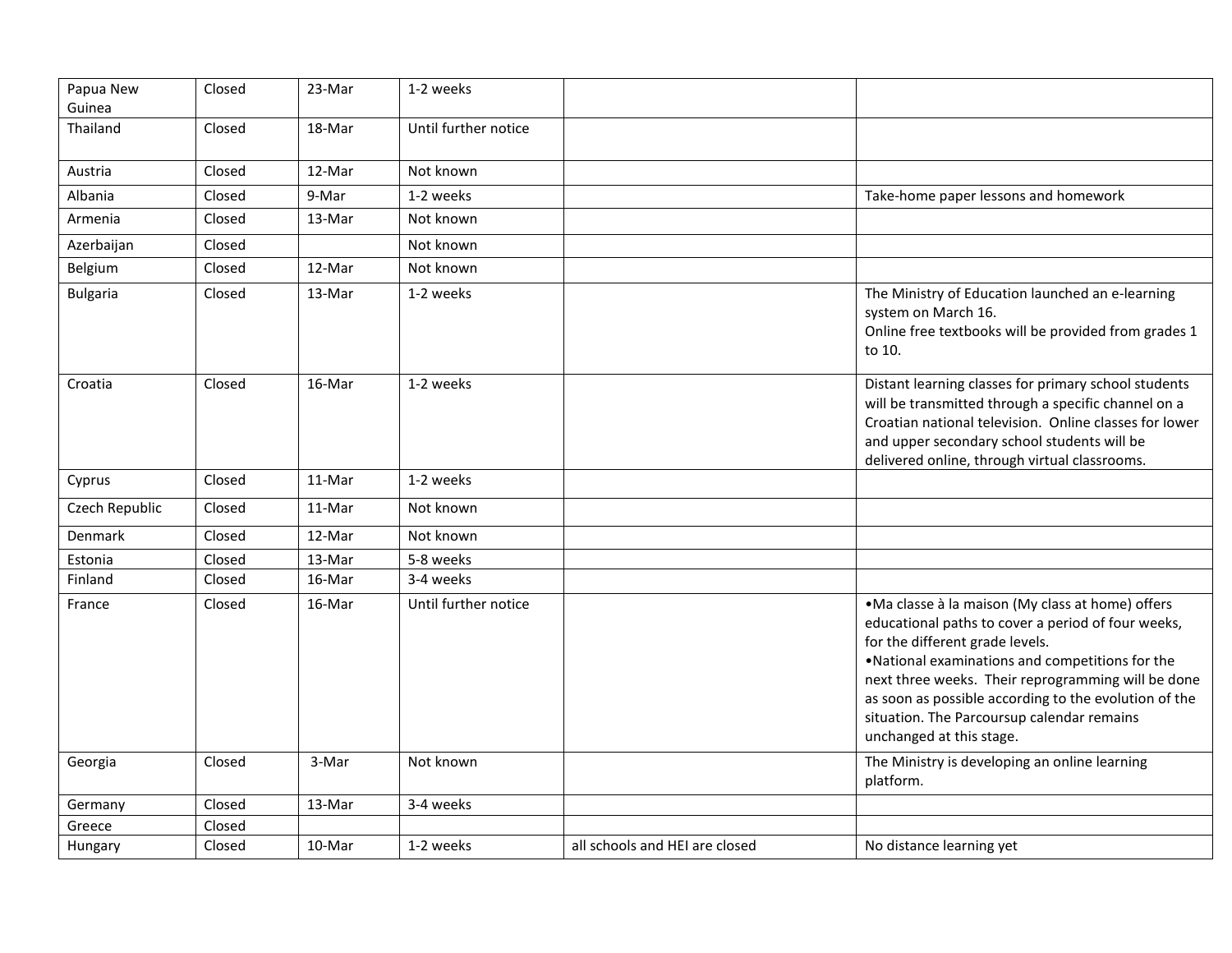| | | | | | |
|---|---|---|---|---|---|
| Papua New Guinea | Closed | 23-Mar | 1-2 weeks | | |
| Thailand | Closed | 18-Mar | Until further notice | | |
| Austria | Closed | 12-Mar | Not known | | |
| Albania | Closed | 9-Mar | 1-2 weeks | | Take-home paper lessons and homework |
| Armenia | Closed | 13-Mar | Not known | | |
| Azerbaijan | Closed | | Not known | | |
| Belgium | Closed | 12-Mar | Not known | | |
| Bulgaria | Closed | 13-Mar | 1-2 weeks | | The Ministry of Education launched an e-learning system on March 16.<br>Online free textbooks will be provided from grades 1 to 10. |
| Croatia | Closed | 16-Mar | 1-2 weeks | | Distant learning classes for primary school students will be transmitted through a specific channel on a Croatian national television. Online classes for lower and upper secondary school students will be delivered online, through virtual classrooms. |
| Cyprus | Closed | 11-Mar | 1-2 weeks | | |
| Czech Republic | Closed | 11-Mar | Not known | | |
| Denmark | Closed | 12-Mar | Not known | | |
| Estonia | Closed | 13-Mar | 5-8 weeks | | |
| Finland | Closed | 16-Mar | 3-4 weeks | | |
| France | Closed | 16-Mar | Until further notice | | •Ma classe à la maison (My class at home) offers educational paths to cover a period of four weeks, for the different grade levels.<br>•National examinations and competitions for the next three weeks. Their reprogramming will be done as soon as possible according to the evolution of the situation. The Parcoursup calendar remains unchanged at this stage. |
| Georgia | Closed | 3-Mar | Not known | | The Ministry is developing an online learning platform. |
| Germany | Closed | 13-Mar | 3-4 weeks | | |
| Greece | Closed | | | | |
| Hungary | Closed | 10-Mar | 1-2 weeks | all schools and HEI are closed | No distance learning yet |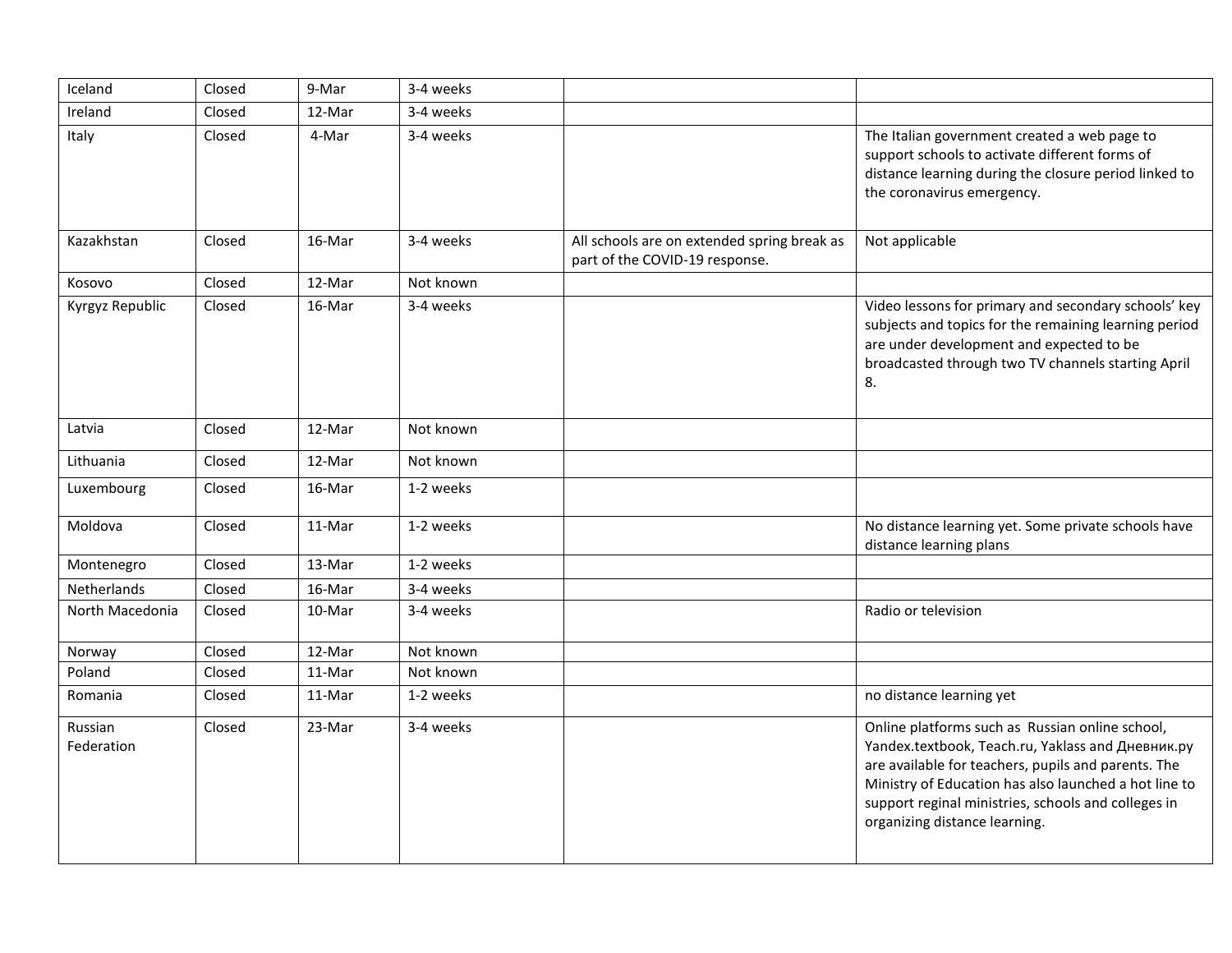| | | | | | |
|---|---|---|---|---|---|
| Iceland | Closed | 9-Mar | 3-4 weeks | | |
| Ireland | Closed | 12-Mar | 3-4 weeks | | |
| Italy | Closed | 4-Mar | 3-4 weeks | | The Italian government created a web page to support schools to activate different forms of distance learning during the closure period linked to the coronavirus emergency. |
| Kazakhstan | Closed | 16-Mar | 3-4 weeks | All schools are on extended spring break as part of the COVID-19 response. | Not applicable |
| Kosovo | Closed | 12-Mar | Not known | | |
| Kyrgyz Republic | Closed | 16-Mar | 3-4 weeks | | Video lessons for primary and secondary schools' key subjects and topics for the remaining learning period are under development and expected to be broadcasted through two TV channels starting April 8. |
| Latvia | Closed | 12-Mar | Not known | | |
| Lithuania | Closed | 12-Mar | Not known | | |
| Luxembourg | Closed | 16-Mar | 1-2 weeks | | |
| Moldova | Closed | 11-Mar | 1-2 weeks | | No distance learning yet. Some private schools have distance learning plans |
| Montenegro | Closed | 13-Mar | 1-2 weeks | | |
| Netherlands | Closed | 16-Mar | 3-4 weeks | | |
| North Macedonia | Closed | 10-Mar | 3-4 weeks | | Radio or television |
| Norway | Closed | 12-Mar | Not known | | |
| Poland | Closed | 11-Mar | Not known | | |
| Romania | Closed | 11-Mar | 1-2 weeks | | no distance learning yet |
| Russian Federation | Closed | 23-Mar | 3-4 weeks | | Online platforms such as Russian online school, Yandex.textbook, Teach.ru, Yaklass and Дневник.ру are available for teachers, pupils and parents. The Ministry of Education has also launched a hot line to support reginal ministries, schools and colleges in organizing distance learning. |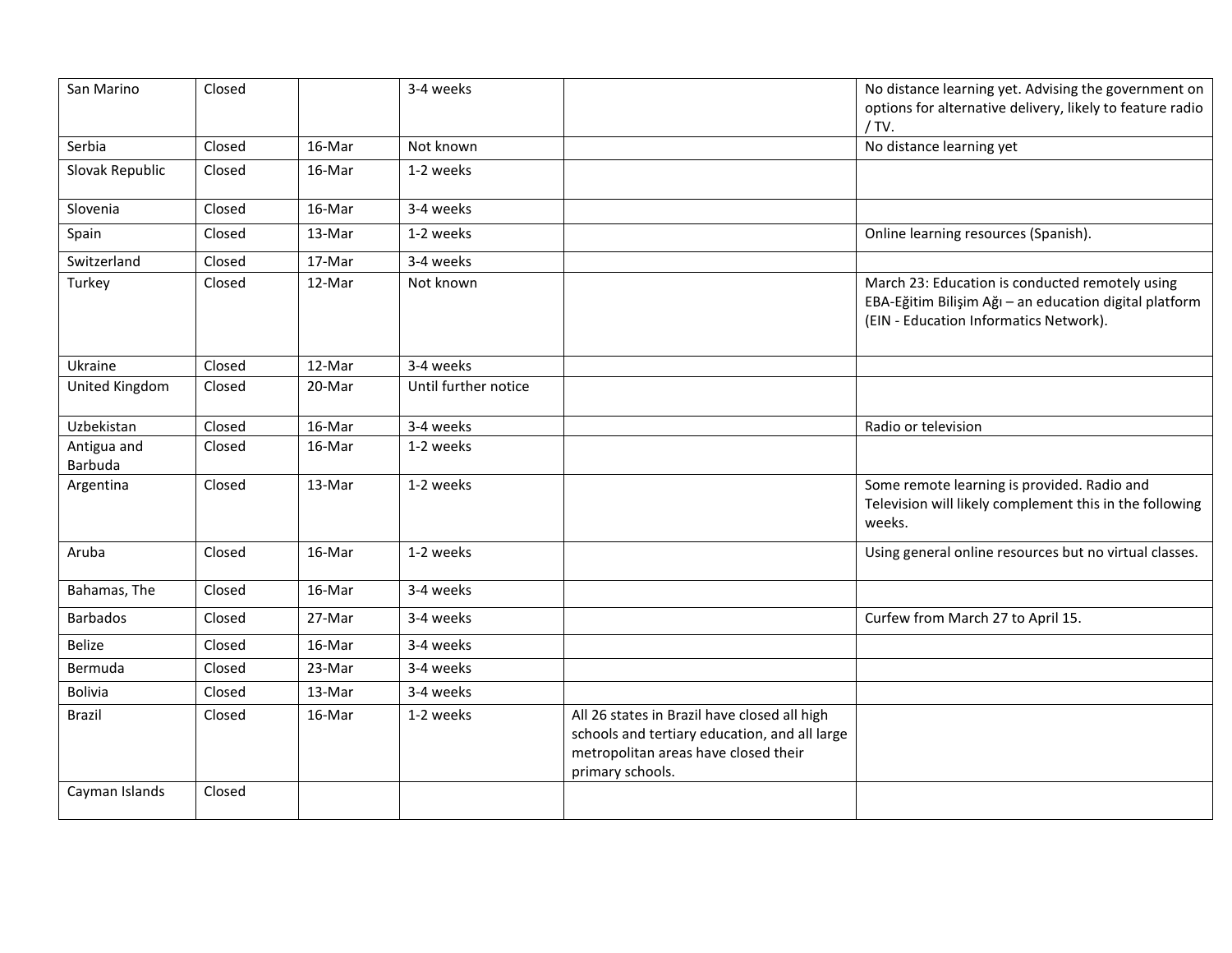| | | | | | |
|---|---|---|---|---|---|
| San Marino | Closed | | 3-4 weeks | | No distance learning yet. Advising the government on options for alternative delivery, likely to feature radio / TV. |
| Serbia | Closed | 16-Mar | Not known | | No distance learning yet |
| Slovak Republic | Closed | 16-Mar | 1-2 weeks | | |
| Slovenia | Closed | 16-Mar | 3-4 weeks | | |
| Spain | Closed | 13-Mar | 1-2 weeks | | Online learning resources (Spanish). |
| Switzerland | Closed | 17-Mar | 3-4 weeks | | |
| Turkey | Closed | 12-Mar | Not known | | March 23: Education is conducted remotely using EBA-Eğitim Bilişim Ağı – an education digital platform (EIN - Education Informatics Network). |
| Ukraine | Closed | 12-Mar | 3-4 weeks | | |
| United Kingdom | Closed | 20-Mar | Until further notice | | |
| Uzbekistan | Closed | 16-Mar | 3-4 weeks | | Radio or television |
| Antigua and Barbuda | Closed | 16-Mar | 1-2 weeks | | |
| Argentina | Closed | 13-Mar | 1-2 weeks | | Some remote learning is provided. Radio and Television will likely complement this in the following weeks. |
| Aruba | Closed | 16-Mar | 1-2 weeks | | Using general online resources but no virtual classes. |
| Bahamas, The | Closed | 16-Mar | 3-4 weeks | | |
| Barbados | Closed | 27-Mar | 3-4 weeks | | Curfew from March 27 to April 15. |
| Belize | Closed | 16-Mar | 3-4 weeks | | |
| Bermuda | Closed | 23-Mar | 3-4 weeks | | |
| Bolivia | Closed | 13-Mar | 3-4 weeks | | |
| Brazil | Closed | 16-Mar | 1-2 weeks | All 26 states in Brazil have closed all high schools and tertiary education, and all large metropolitan areas have closed their primary schools. | |
| Cayman Islands | Closed | | | | |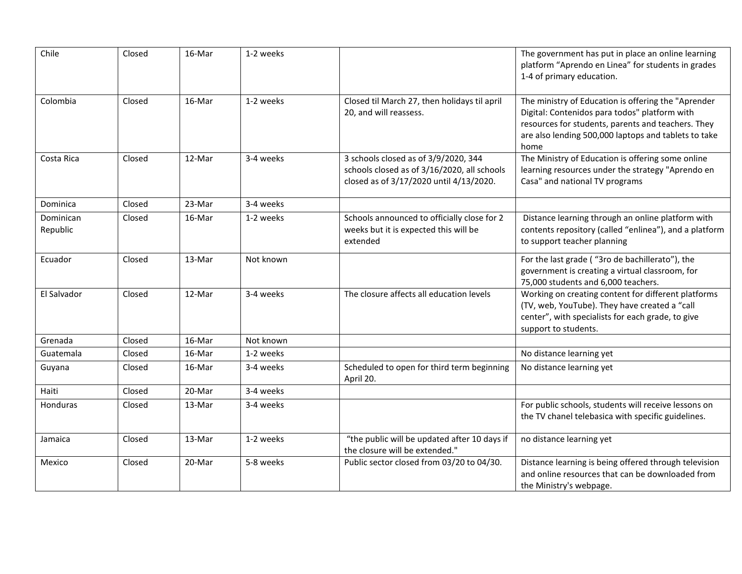| | | | | | |
|---|---|---|---|---|---|
| Chile | Closed | 16-Mar | 1-2 weeks | | The government has put in place an online learning platform “Aprendo en Linea” for students in grades 1-4 of primary education. |
| Colombia | Closed | 16-Mar | 1-2 weeks | Closed til March 27, then holidays til april 20, and will reassess. | The ministry of Education is offering the "Aprender Digital: Contenidos para todos" platform with resources for students, parents and teachers. They are also lending 500,000 laptops and tablets to take home |
| Costa Rica | Closed | 12-Mar | 3-4 weeks | 3 schools closed as of 3/9/2020, 344 schools closed as of 3/16/2020, all schools closed as of 3/17/2020 until 4/13/2020. | The Ministry of Education is offering some online learning resources under the strategy "Aprendo en Casa" and national TV programs |
| Dominica | Closed | 23-Mar | 3-4 weeks | | |
| Dominican Republic | Closed | 16-Mar | 1-2 weeks | Schools announced to officially close for 2 weeks but it is expected this will be extended | Distance learning through an online platform with contents repository (called “enlinea”), and a platform to support teacher planning |
| Ecuador | Closed | 13-Mar | Not known | | For the last grade ( “3ro de bachillerato”), the government is creating a virtual classroom, for 75,000 students and 6,000 teachers. |
| El Salvador | Closed | 12-Mar | 3-4 weeks | The closure affects all education levels | Working on creating content for different platforms (TV, web, YouTube). They have created a “call center”, with specialists for each grade, to give support to students. |
| Grenada | Closed | 16-Mar | Not known | | |
| Guatemala | Closed | 16-Mar | 1-2 weeks | | No distance learning yet |
| Guyana | Closed | 16-Mar | 3-4 weeks | Scheduled to open for third term beginning April 20. | No distance learning yet |
| Haiti | Closed | 20-Mar | 3-4 weeks | | |
| Honduras | Closed | 13-Mar | 3-4 weeks | | For public schools, students will receive lessons on the TV chanel telebasica with specific guidelines. |
| Jamaica | Closed | 13-Mar | 1-2 weeks | “the public will be updated after 10 days if the closure will be extended." | no distance learning yet |
| Mexico | Closed | 20-Mar | 5-8 weeks | Public sector closed from 03/20 to 04/30. | Distance learning is being offered through television and online resources that can be downloaded from the Ministry's webpage. |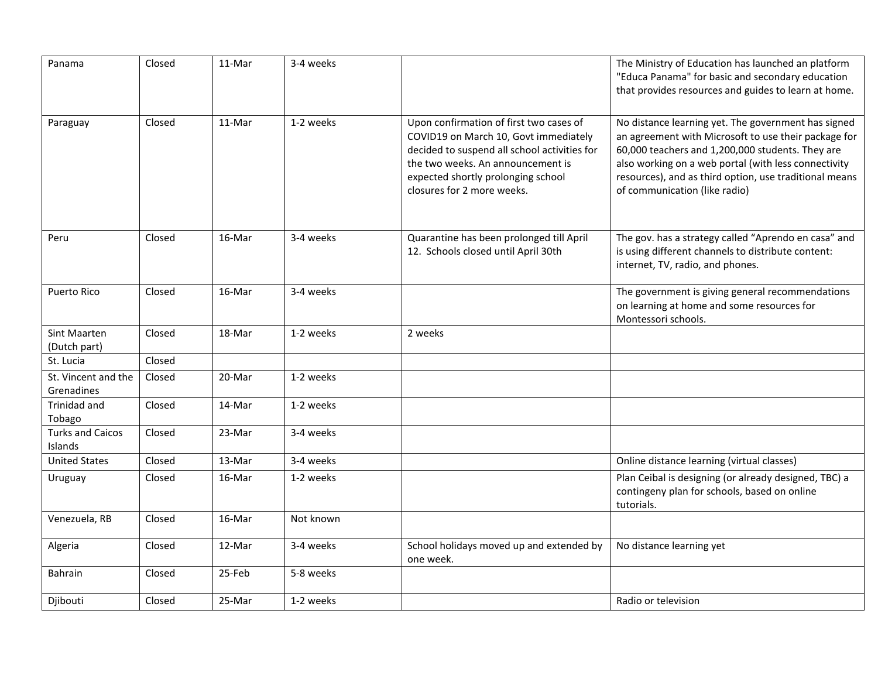| | | | | | |
|---|---|---|---|---|---|
| Panama | Closed | 11-Mar | 3-4 weeks | | The Ministry of Education has launched an platform "Educa Panama" for basic and secondary education that provides resources and guides to learn at home. |
| Paraguay | Closed | 11-Mar | 1-2 weeks | Upon confirmation of first two cases of COVID19 on March 10, Govt immediately decided to suspend all school activities for the two weeks. An announcement is expected shortly prolonging school closures for 2 more weeks. | No distance learning yet. The government has signed an agreement with Microsoft to use their package for 60,000 teachers and 1,200,000 students. They are also working on a web portal (with less connectivity resources), and as third option, use traditional means of communication (like radio) |
| Peru | Closed | 16-Mar | 3-4 weeks | Quarantine has been prolonged till April 12. Schools closed until April 30th | The gov. has a strategy called "Aprendo en casa" and is using different channels to distribute content: internet, TV, radio, and phones. |
| Puerto Rico | Closed | 16-Mar | 3-4 weeks | | The government is giving general recommendations on learning at home and some resources for Montessori schools. |
| Sint Maarten (Dutch part) | Closed | 18-Mar | 1-2 weeks | 2 weeks | |
| St. Lucia | Closed | | | | |
| St. Vincent and the Grenadines | Closed | 20-Mar | 1-2 weeks | | |
| Trinidad and Tobago | Closed | 14-Mar | 1-2 weeks | | |
| Turks and Caicos Islands | Closed | 23-Mar | 3-4 weeks | | |
| United States | Closed | 13-Mar | 3-4 weeks | | Online distance learning (virtual classes) |
| Uruguay | Closed | 16-Mar | 1-2 weeks | | Plan Ceibal is designing (or already designed, TBC) a contingeny plan for schools, based on online tutorials. |
| Venezuela, RB | Closed | 16-Mar | Not known | | |
| Algeria | Closed | 12-Mar | 3-4 weeks | School holidays moved up and extended by one week. | No distance learning yet |
| Bahrain | Closed | 25-Feb | 5-8 weeks | | |
| Djibouti | Closed | 25-Mar | 1-2 weeks | | Radio or television |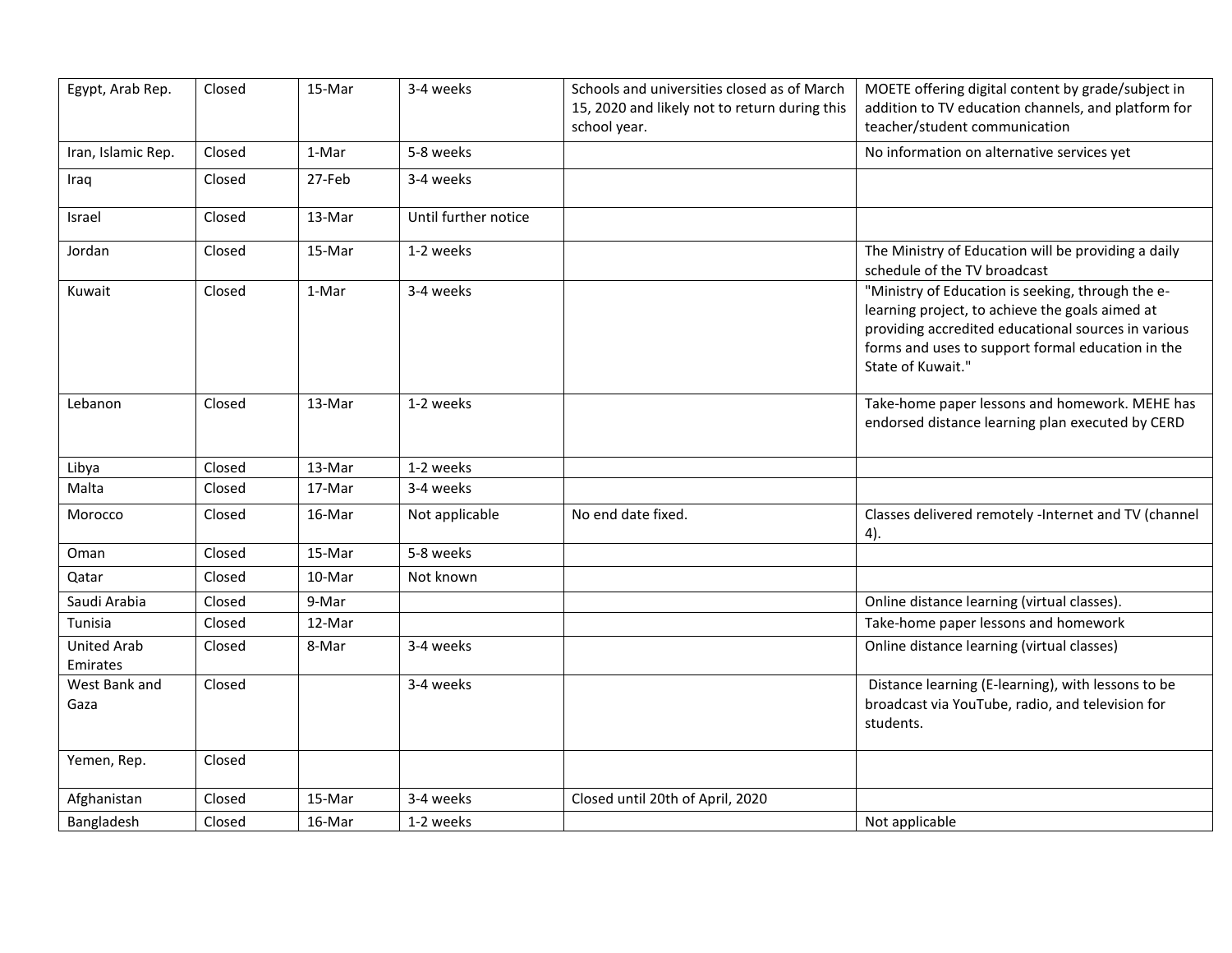| | | | | | |
|---|---|---|---|---|---|
| Egypt, Arab Rep. | Closed | 15-Mar | 3-4 weeks | Schools and universities closed as of March 15, 2020 and likely not to return during this school year. | MOETE offering digital content by grade/subject in addition to TV education channels, and platform for teacher/student communication |
| Iran, Islamic Rep. | Closed | 1-Mar | 5-8 weeks | | No information on alternative services yet |
| Iraq | Closed | 27-Feb | 3-4 weeks | | |
| Israel | Closed | 13-Mar | Until further notice | | |
| Jordan | Closed | 15-Mar | 1-2 weeks | | The Ministry of Education will be providing a daily schedule of the TV broadcast |
| Kuwait | Closed | 1-Mar | 3-4 weeks | | "Ministry of Education is seeking, through the e-learning project, to achieve the goals aimed at providing accredited educational sources in various forms and uses to support formal education in the State of Kuwait." |
| Lebanon | Closed | 13-Mar | 1-2 weeks | | Take-home paper lessons and homework. MEHE has endorsed distance learning plan executed by CERD |
| Libya | Closed | 13-Mar | 1-2 weeks | | |
| Malta | Closed | 17-Mar | 3-4 weeks | | |
| Morocco | Closed | 16-Mar | Not applicable | No end date fixed. | Classes delivered remotely -Internet and TV (channel 4). |
| Oman | Closed | 15-Mar | 5-8 weeks | | |
| Qatar | Closed | 10-Mar | Not known | | |
| Saudi Arabia | Closed | 9-Mar | | | Online distance learning (virtual classes). |
| Tunisia | Closed | 12-Mar | | | Take-home paper lessons and homework |
| United Arab Emirates | Closed | 8-Mar | 3-4 weeks | | Online distance learning (virtual classes) |
| West Bank and Gaza | Closed | | 3-4 weeks | | Distance learning (E-learning), with lessons to be broadcast via YouTube, radio, and television for students. |
| Yemen, Rep. | Closed | | | | |
| Afghanistan | Closed | 15-Mar | 3-4 weeks | Closed until 20th of April, 2020 | |
| Bangladesh | Closed | 16-Mar | 1-2 weeks | | Not applicable |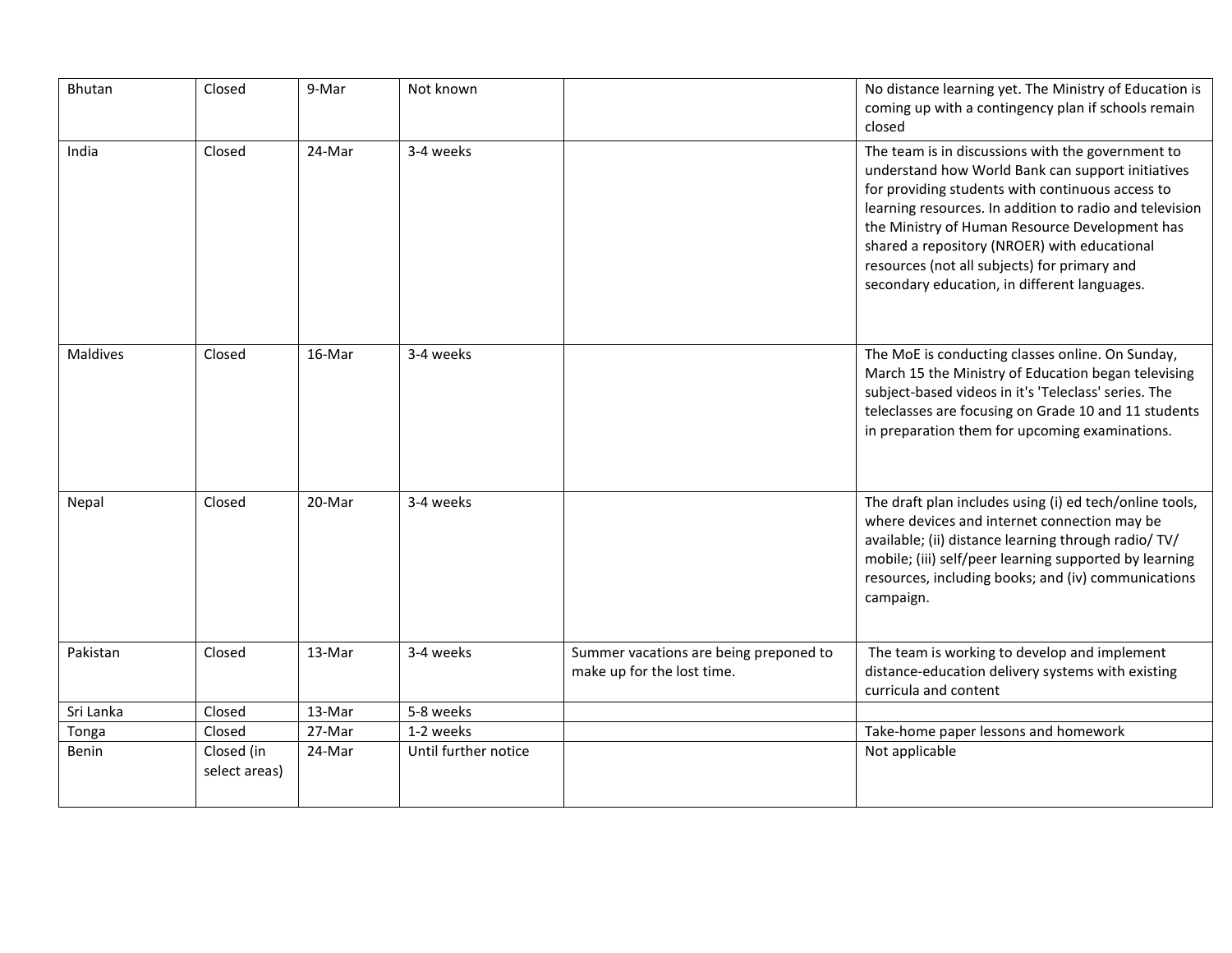| | | | | | |
|---|---|---|---|---|---|
| Bhutan | Closed | 9-Mar | Not known | | No distance learning yet. The Ministry of Education is coming up with a contingency plan if schools remain closed |
| India | Closed | 24-Mar | 3-4 weeks | | The team is in discussions with the government to understand how World Bank can support initiatives for providing students with continuous access to learning resources. In addition to radio and television the Ministry of Human Resource Development has shared a repository (NROER) with educational resources (not all subjects) for primary and secondary education, in different languages. |
| Maldives | Closed | 16-Mar | 3-4 weeks | | The MoE is conducting classes online. On Sunday, March 15 the Ministry of Education began televising subject-based videos in it's 'Teleclass' series. The teleclasses are focusing on Grade 10 and 11 students in preparation them for upcoming examinations. |
| Nepal | Closed | 20-Mar | 3-4 weeks | | The draft plan includes using (i) ed tech/online tools, where devices and internet connection may be available; (ii) distance learning through radio/ TV/ mobile; (iii) self/peer learning supported by learning resources, including books; and (iv) communications campaign. |
| Pakistan | Closed | 13-Mar | 3-4 weeks | Summer vacations are being preponed to make up for the lost time. | The team is working to develop and implement distance-education delivery systems with existing curricula and content |
| Sri Lanka | Closed | 13-Mar | 5-8 weeks | | |
| Tonga | Closed | 27-Mar | 1-2 weeks | | Take-home paper lessons and homework |
| Benin | Closed (in select areas) | 24-Mar | Until further notice | | Not applicable |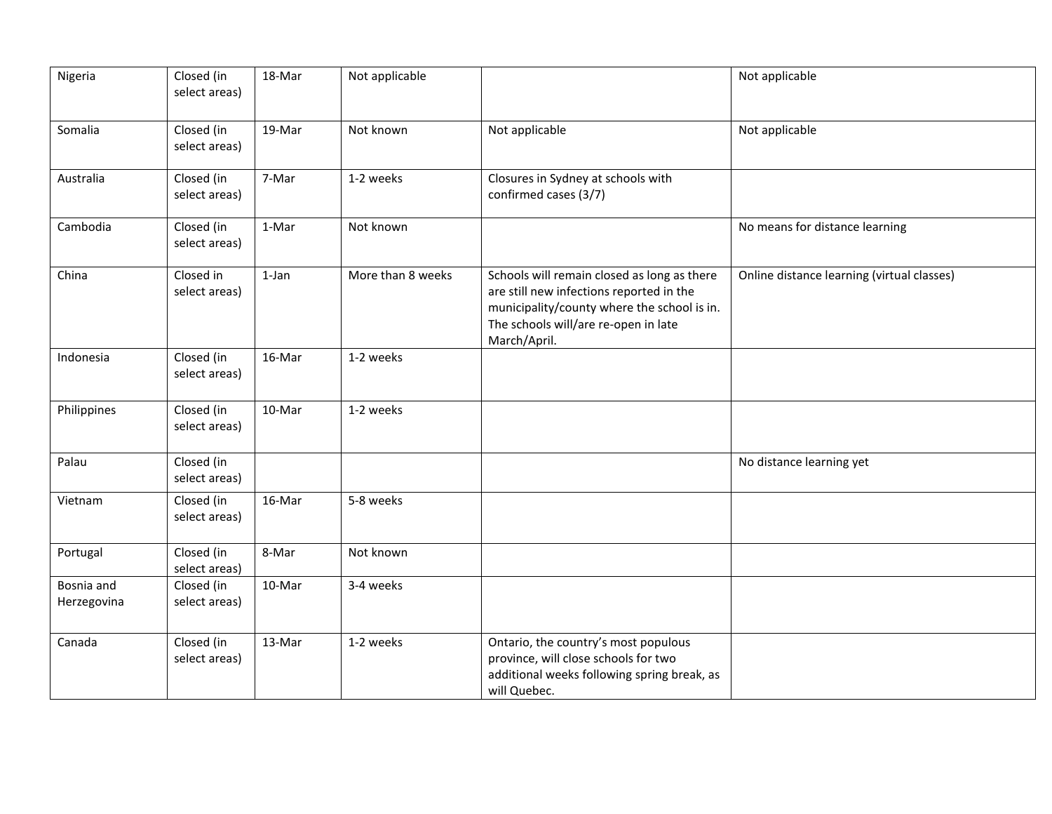| | | | | | |
|---|---|---|---|---|---|
| Nigeria | Closed (in select areas) | 18-Mar | Not applicable | | Not applicable |
| Somalia | Closed (in select areas) | 19-Mar | Not known | Not applicable | Not applicable |
| Australia | Closed (in select areas) | 7-Mar | 1-2 weeks | Closures in Sydney at schools with confirmed cases (3/7) | |
| Cambodia | Closed (in select areas) | 1-Mar | Not known | | No means for distance learning |
| China | Closed in select areas) | 1-Jan | More than 8 weeks | Schools will remain closed as long as there are still new infections reported in the municipality/county where the school is in. The schools will/are re-open in late March/April. | Online distance learning (virtual classes) |
| Indonesia | Closed (in select areas) | 16-Mar | 1-2 weeks | | |
| Philippines | Closed (in select areas) | 10-Mar | 1-2 weeks | | |
| Palau | Closed (in select areas) | | | | No distance learning yet |
| Vietnam | Closed (in select areas) | 16-Mar | 5-8 weeks | | |
| Portugal | Closed (in select areas) | 8-Mar | Not known | | |
| Bosnia and Herzegovina | Closed (in select areas) | 10-Mar | 3-4 weeks | | |
| Canada | Closed (in select areas) | 13-Mar | 1-2 weeks | Ontario, the country's most populous province, will close schools for two additional weeks following spring break, as will Quebec. | |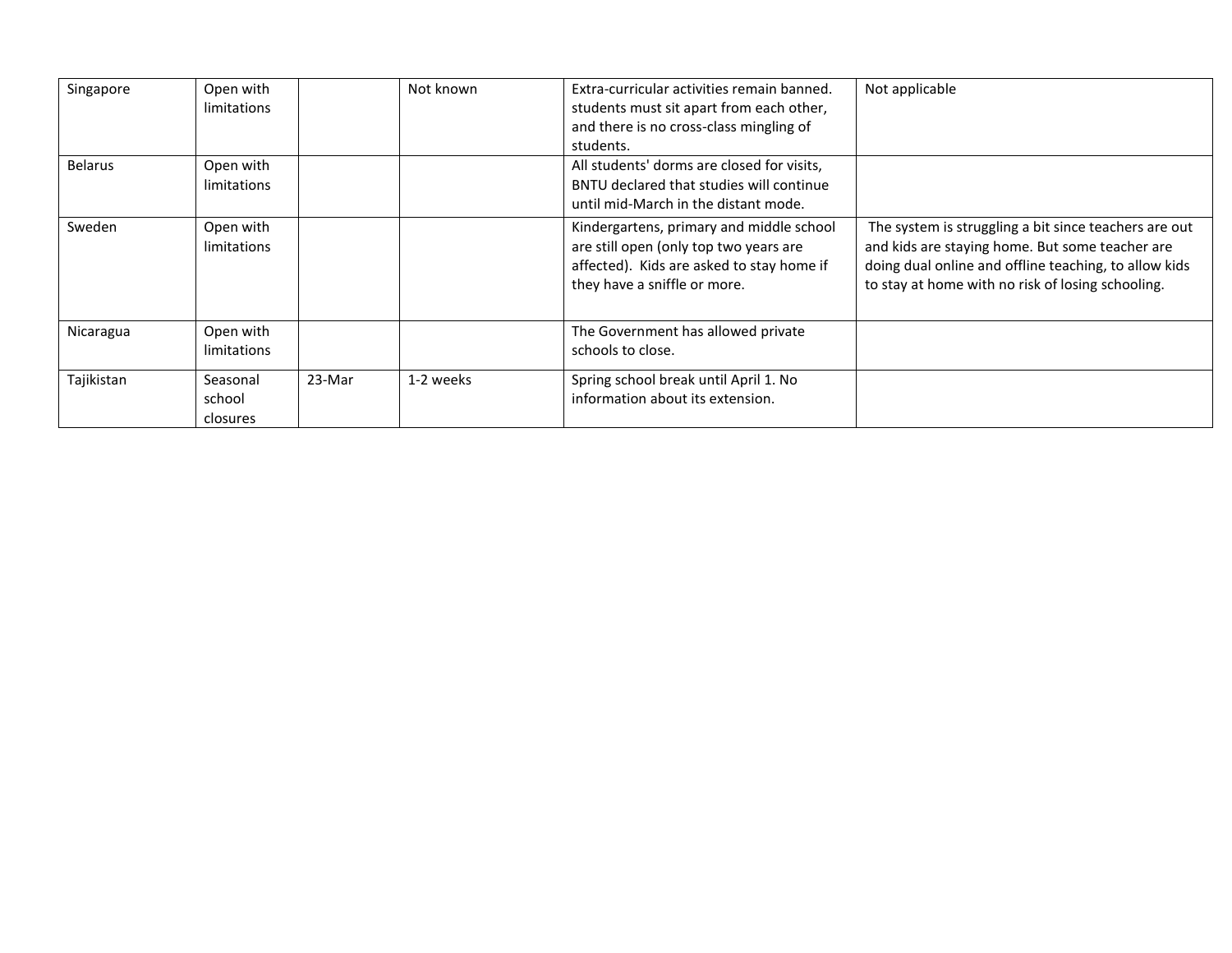| | | | | | |
|---|---|---|---|---|---|
| Singapore | Open with limitations | | Not known | Extra-curricular activities remain banned. students must sit apart from each other, and there is no cross-class mingling of students. | Not applicable |
| Belarus | Open with limitations | | | All students' dorms are closed for visits, BNTU declared that studies will continue until mid-March in the distant mode. | |
| Sweden | Open with limitations | | | Kindergartens, primary and middle school are still open (only top two years are affected). Kids are asked to stay home if they have a sniffle or more. | The system is struggling a bit since teachers are out and kids are staying home. But some teacher are doing dual online and offline teaching, to allow kids to stay at home with no risk of losing schooling. |
| Nicaragua | Open with limitations | | | The Government has allowed private schools to close. | |
| Tajikistan | Seasonal school closures | 23-Mar | 1-2 weeks | Spring school break until April 1. No information about its extension. | |